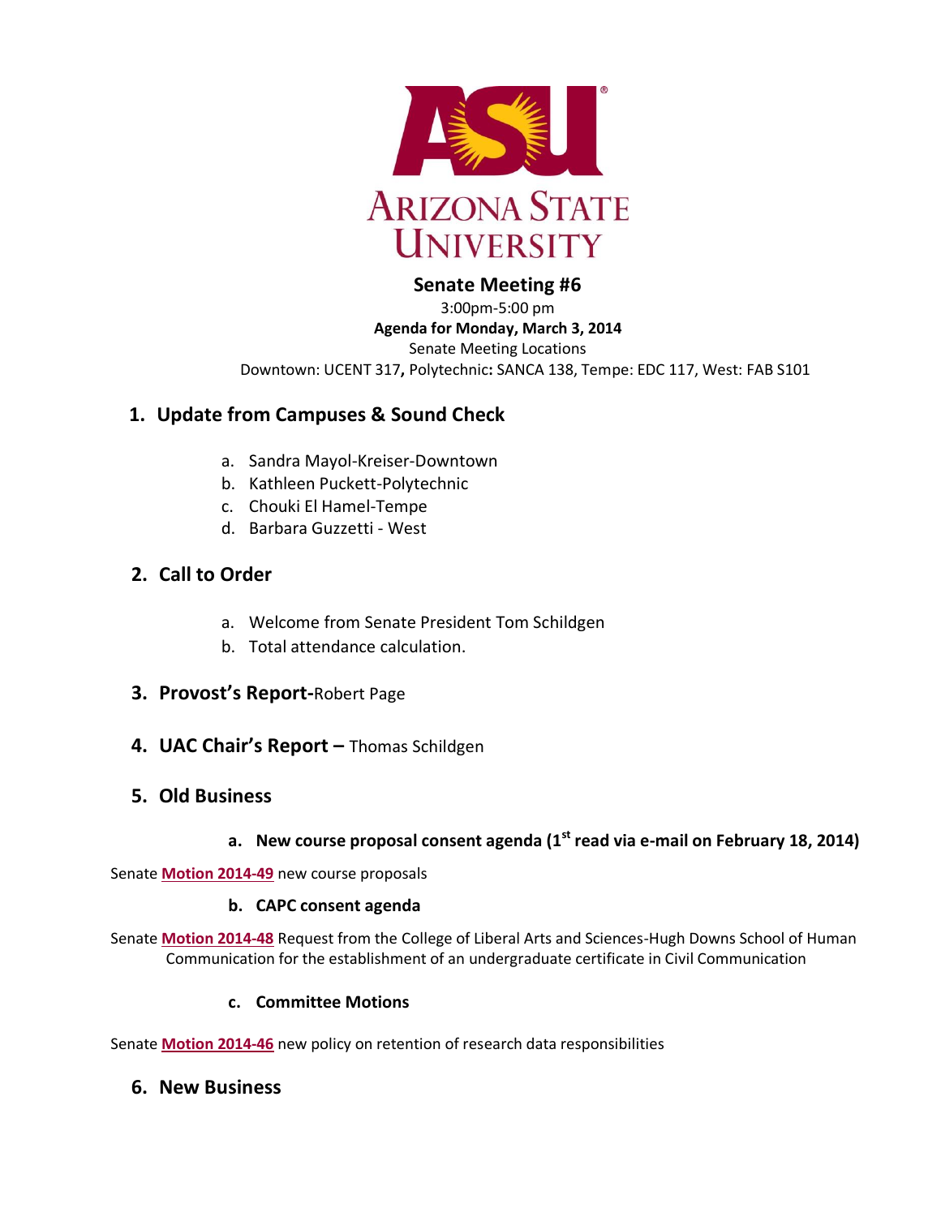ARIZONA STATE UNIVERSITY

# Senate Meeting #6

3:00pm-5:00 pm

**Agenda for Monday, March 3, 2014**

Senate Meeting Locations

Downtown: UCENT 317**,** Polytechnic**:** SANCA 138, Tempe: EDC 117, West: FAB S101

## 1. Update from Campuses & Sound Check

a. Sandra Mayol-Kreiser-Downtown
b. Kathleen Puckett-Polytechnic
c. Chouki El Hamel-Tempe
d. Barbara Guzzetti - West

## 2. Call to Order

a. Welcome from Senate President Tom Schildgen
b. Total attendance calculation.

## 3. Provost's Report-Robert Page

## 4. UAC Chair's Report – Thomas Schildgen

## 5. Old Business

### a. New course proposal consent agenda (1st read via e-mail on February 18, 2014)

Senate **Motion 2014-49** new course proposals

### b. CAPC consent agenda

Senate **Motion 2014-48** Request from the College of Liberal Arts and Sciences-Hugh Downs School of Human Communication for the establishment of an undergraduate certificate in Civil Communication

### c. Committee Motions

Senate **Motion 2014-46** new policy on retention of research data responsibilities

## 6. New Business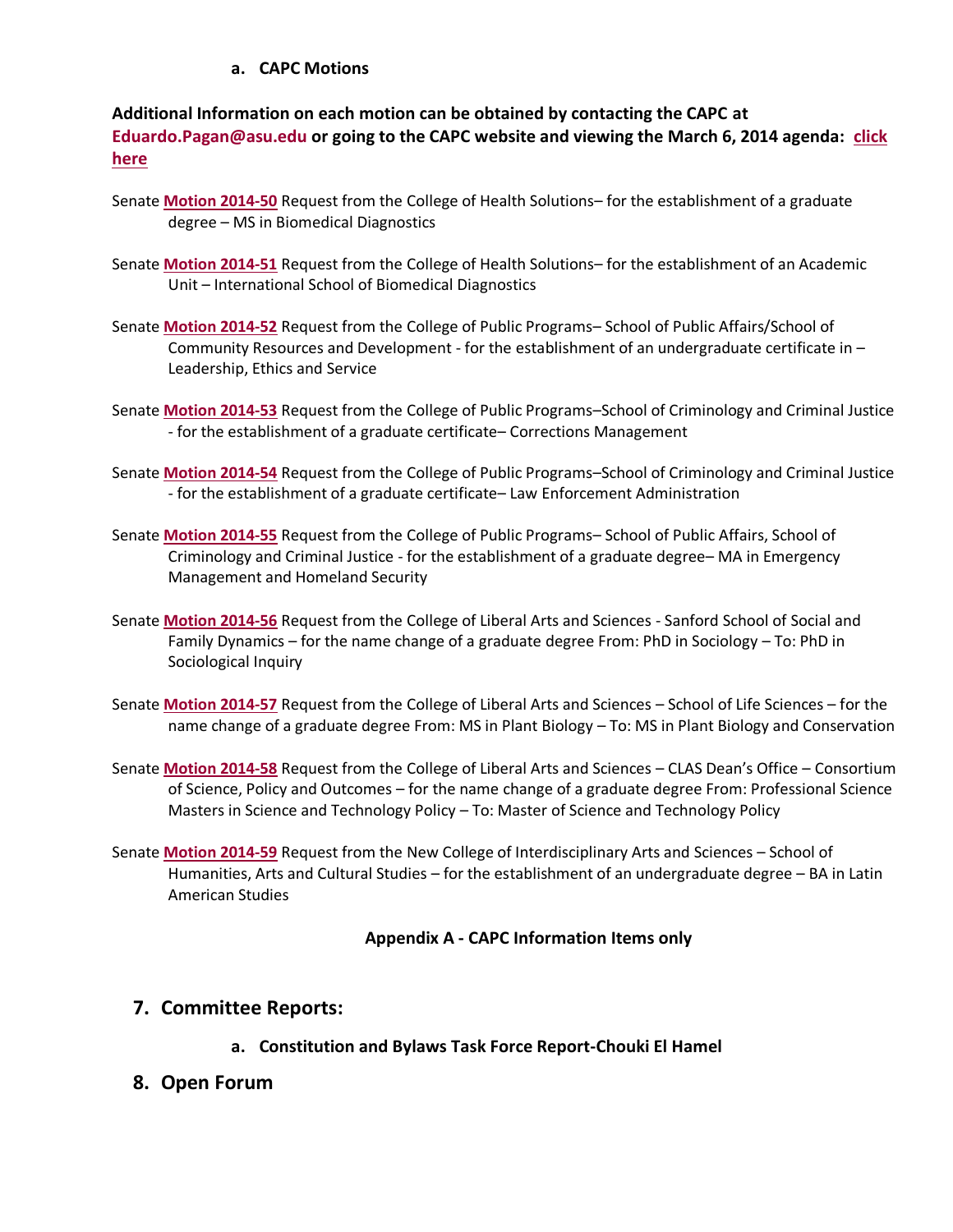### a. CAPC Motions

**Additional Information on each motion can be obtained by contacting the CAPC at Eduardo.Pagan@asu.edu or going to the CAPC website and viewing the March 6, 2014 agenda: click here**

Senate **Motion 2014-50** Request from the College of Health Solutions– for the establishment of a graduate degree – MS in Biomedical Diagnostics

Senate **Motion 2014-51** Request from the College of Health Solutions– for the establishment of an Academic Unit – International School of Biomedical Diagnostics

Senate **Motion 2014-52** Request from the College of Public Programs– School of Public Affairs/School of Community Resources and Development - for the establishment of an undergraduate certificate in – Leadership, Ethics and Service

Senate **Motion 2014-53** Request from the College of Public Programs–School of Criminology and Criminal Justice - for the establishment of a graduate certificate– Corrections Management

Senate **Motion 2014-54** Request from the College of Public Programs–School of Criminology and Criminal Justice - for the establishment of a graduate certificate– Law Enforcement Administration

Senate **Motion 2014-55** Request from the College of Public Programs– School of Public Affairs, School of Criminology and Criminal Justice - for the establishment of a graduate degree– MA in Emergency Management and Homeland Security

Senate **Motion 2014-56** Request from the College of Liberal Arts and Sciences - Sanford School of Social and Family Dynamics – for the name change of a graduate degree From: PhD in Sociology – To: PhD in Sociological Inquiry

Senate **Motion 2014-57** Request from the College of Liberal Arts and Sciences – School of Life Sciences – for the name change of a graduate degree From: MS in Plant Biology – To: MS in Plant Biology and Conservation

Senate **Motion 2014-58** Request from the College of Liberal Arts and Sciences – CLAS Dean's Office – Consortium of Science, Policy and Outcomes – for the name change of a graduate degree From: Professional Science Masters in Science and Technology Policy – To: Master of Science and Technology Policy

Senate **Motion 2014-59** Request from the New College of Interdisciplinary Arts and Sciences – School of Humanities, Arts and Cultural Studies – for the establishment of an undergraduate degree – BA in Latin American Studies

**Appendix A - CAPC Information Items only**

## 7. Committee Reports:

### a. Constitution and Bylaws Task Force Report-Chouki El Hamel

## 8. Open Forum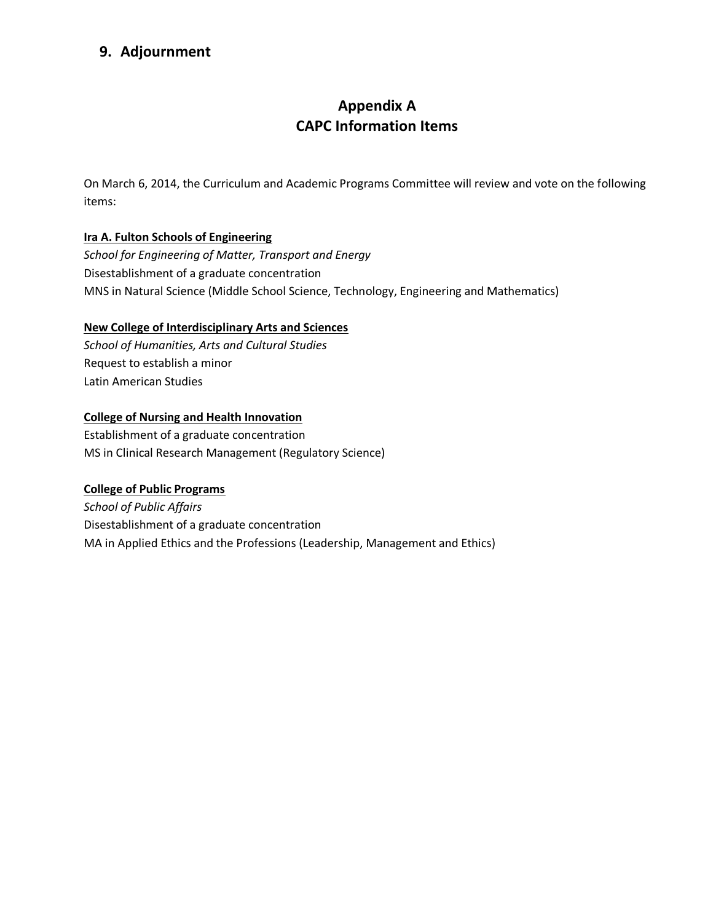## 9. Adjournment

# Appendix A
# CAPC Information Items

On March 6, 2014, the Curriculum and Academic Programs Committee will review and vote on the following items:

**Ira A. Fulton Schools of Engineering**
*School for Engineering of Matter, Transport and Energy*
Disestablishment of a graduate concentration
MNS in Natural Science (Middle School Science, Technology, Engineering and Mathematics)

**New College of Interdisciplinary Arts and Sciences**
*School of Humanities, Arts and Cultural Studies*
Request to establish a minor
Latin American Studies

**College of Nursing and Health Innovation**
Establishment of a graduate concentration
MS in Clinical Research Management (Regulatory Science)

**College of Public Programs**
*School of Public Affairs*
Disestablishment of a graduate concentration
MA in Applied Ethics and the Professions (Leadership, Management and Ethics)